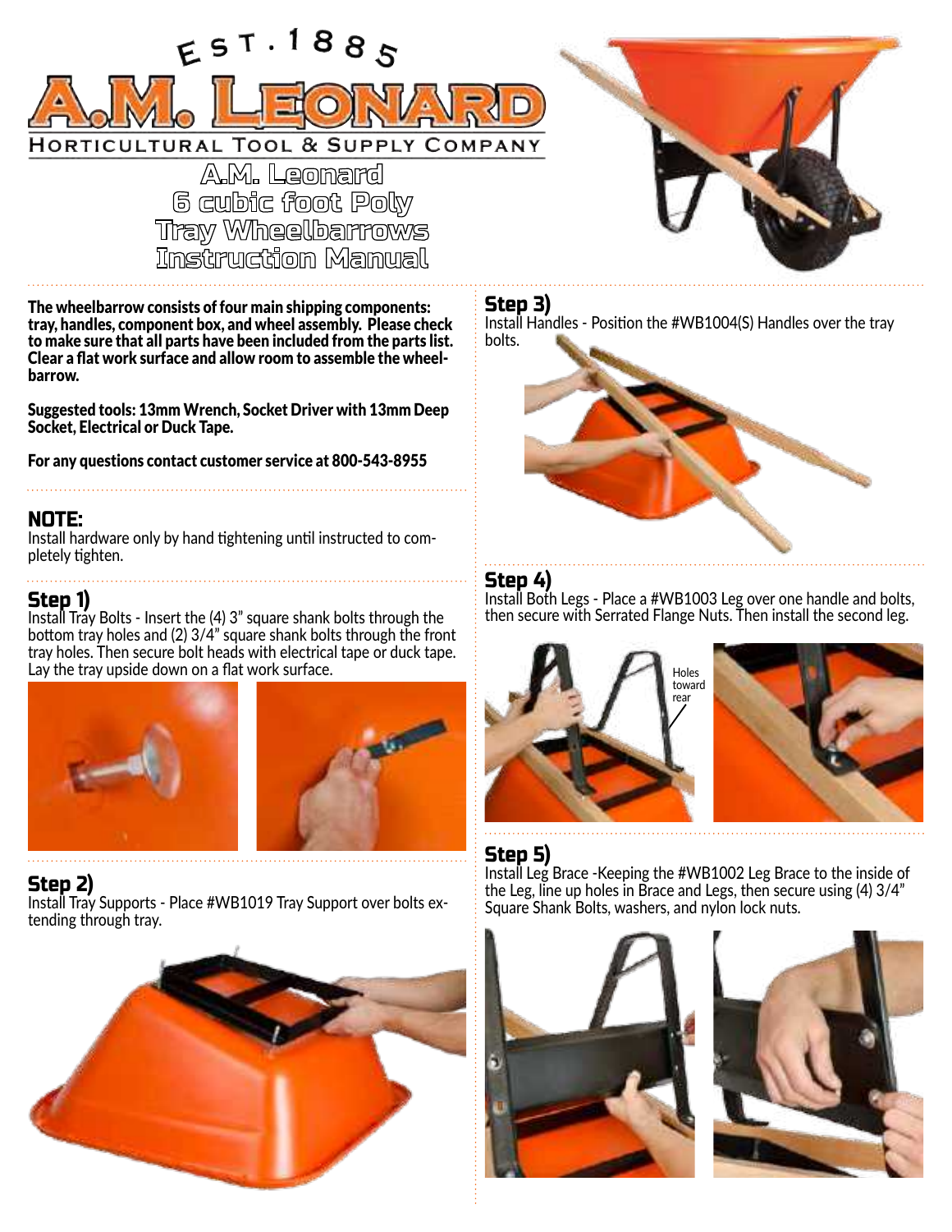EST. 1885

# A.M. LEONARD

HORTICULTURAL TOOL & SUPPLY COMPANY

# A.M. Leonard 6 cubic foot Poly Tray Wheelbarrows Instruction Manual

**The wheelbarrow consists of four main shipping components: tray, handles, component box, and wheel assembly. Please check to make sure that all parts have been included from the parts list. Clear a flat work surface and allow room to assemble the wheelbarrow.**

**Suggested tools: 13mm Wrench, Socket Driver with 13mm Deep Socket, Electrical or Duck Tape.**

**For any questions contact customer service at 800-543-8955**

## NOTE:

Install hardware only by hand tightening until instructed to completely tighten.

## Step 1)

Install Tray Bolts - Insert the (4) 3" square shank bolts through the bottom tray holes and (2) 3/4" square shank bolts through the front tray holes. Then secure bolt heads with electrical tape or duck tape. Lay the tray upside down on a flat work surface.

## Step 2)

Install Tray Supports - Place #WB1019 Tray Support over bolts extending through tray.

## Step 3)

Install Handles - Position the #WB1004(S) Handles over the tray bolts.

## Step 4)

Install Both Legs - Place a #WB1003 Leg over one handle and bolts, then secure with Serrated Flange Nuts. Then install the second leg.

Holes toward rear

## Step 5)

Install Leg Brace -Keeping the #WB1002 Leg Brace to the inside of the Leg, line up holes in Brace and Legs, then secure using (4) 3/4" Square Shank Bolts, washers, and nylon lock nuts.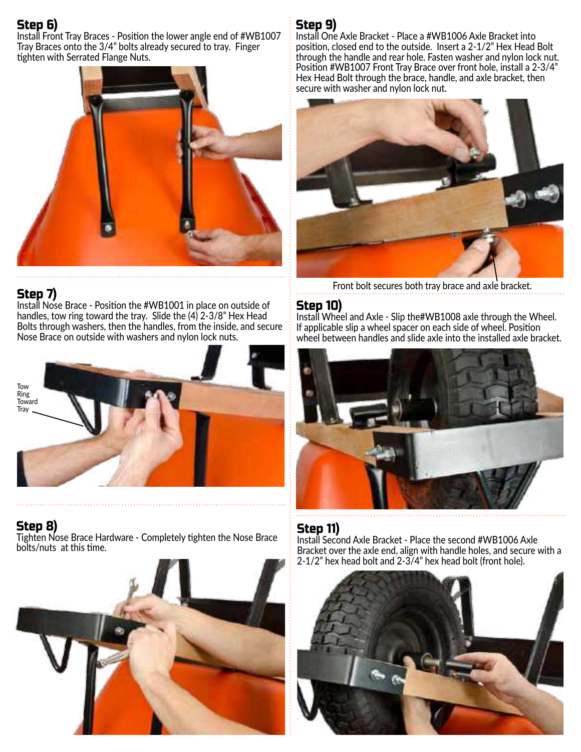## Step 6)

Install Front Tray Braces - Position the lower angle end of #WB1007 Tray Braces onto the 3/4" bolts already secured to tray. Finger tighten with Serrated Flange Nuts.

## Step 7)

Install Nose Brace - Position the #WB1001 in place on outside of handles, tow ring toward the tray. Slide the (4) 2-3/8" Hex Head Bolts through washers, then the handles, from the inside, and secure Nose Brace on outside with washers and nylon lock nuts.

Tow Ring Toward Tray

## Step 8)

Tighten Nose Brace Hardware - Completely tighten the Nose Brace bolts/nuts at this time.

## Step 9)

Install One Axle Bracket - Place a #WB1006 Axle Bracket into position, closed end to the outside. Insert a 2-1/2" Hex Head Bolt through the handle and rear hole. Fasten washer and nylon lock nut. Position #WB1007 Front Tray Brace over front hole, install a 2-3/4" Hex Head Bolt through the brace, handle, and axle bracket, then secure with washer and nylon lock nut.

Front bolt secures both tray brace and axle bracket.

## Step 10)

Install Wheel and Axle - Slip the#WB1008 axle through the Wheel. If applicable slip a wheel spacer on each side of wheel. Position wheel between handles and slide axle into the installed axle bracket.

## Step 11)

Install Second Axle Bracket - Place the second #WB1006 Axle Bracket over the axle end, align with handle holes, and secure with a 2-1/2" hex head bolt and 2-3/4" hex head bolt (front hole).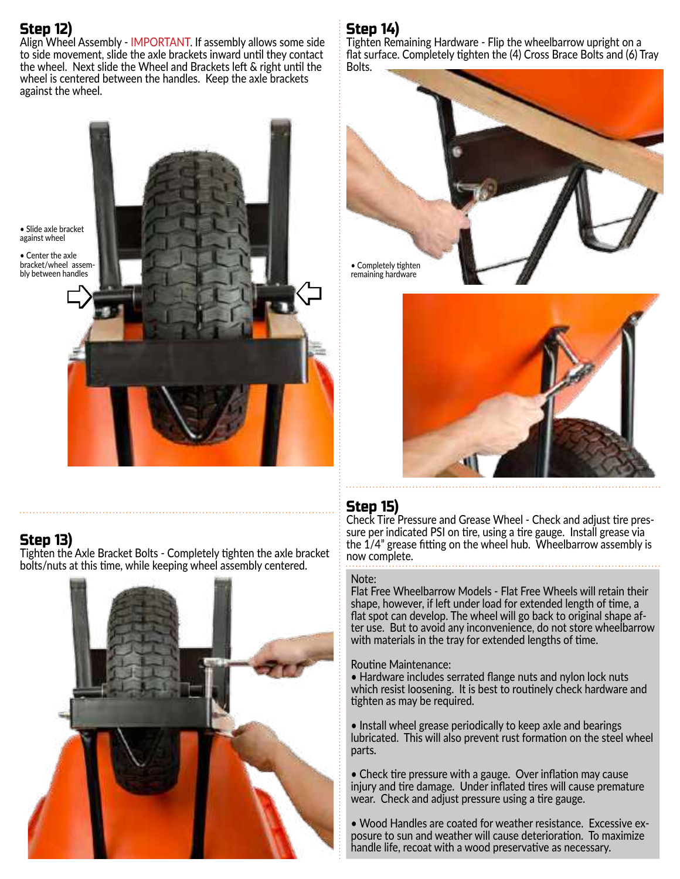## Step 12)

Align Wheel Assembly - IMPORTANT. If assembly allows some side to side movement, slide the axle brackets inward until they contact the wheel. Next slide the Wheel and Brackets left & right until the wheel is centered between the handles. Keep the axle brackets against the wheel.

- Slide axle bracket against wheel
- Center the axle bracket/wheel assembly between handles

## Step 13)

Tighten the Axle Bracket Bolts - Completely tighten the axle bracket bolts/nuts at this time, while keeping wheel assembly centered.

## Step 14)

Tighten Remaining Hardware - Flip the wheelbarrow upright on a flat surface. Completely tighten the (4) Cross Brace Bolts and (6) Tray Bolts.

- Completely tighten remaining hardware

## Step 15)

Check Tire Pressure and Grease Wheel - Check and adjust tire pressure per indicated PSI on tire, using a tire gauge. Install grease via the 1/4" grease fitting on the wheel hub. Wheelbarrow assembly is now complete.

Note:
Flat Free Wheelbarrow Models - Flat Free Wheels will retain their shape, however, if left under load for extended length of time, a flat spot can develop. The wheel will go back to original shape after use. But to avoid any inconvenience, do not store wheelbarrow with materials in the tray for extended lengths of time.

Routine Maintenance:

- Hardware includes serrated flange nuts and nylon lock nuts which resist loosening. It is best to routinely check hardware and tighten as may be required.
- Install wheel grease periodically to keep axle and bearings lubricated. This will also prevent rust formation on the steel wheel parts.
- Check tire pressure with a gauge. Over inflation may cause injury and tire damage. Under inflated tires will cause premature wear. Check and adjust pressure using a tire gauge.
- Wood Handles are coated for weather resistance. Excessive exposure to sun and weather will cause deterioration. To maximize handle life, recoat with a wood preservative as necessary.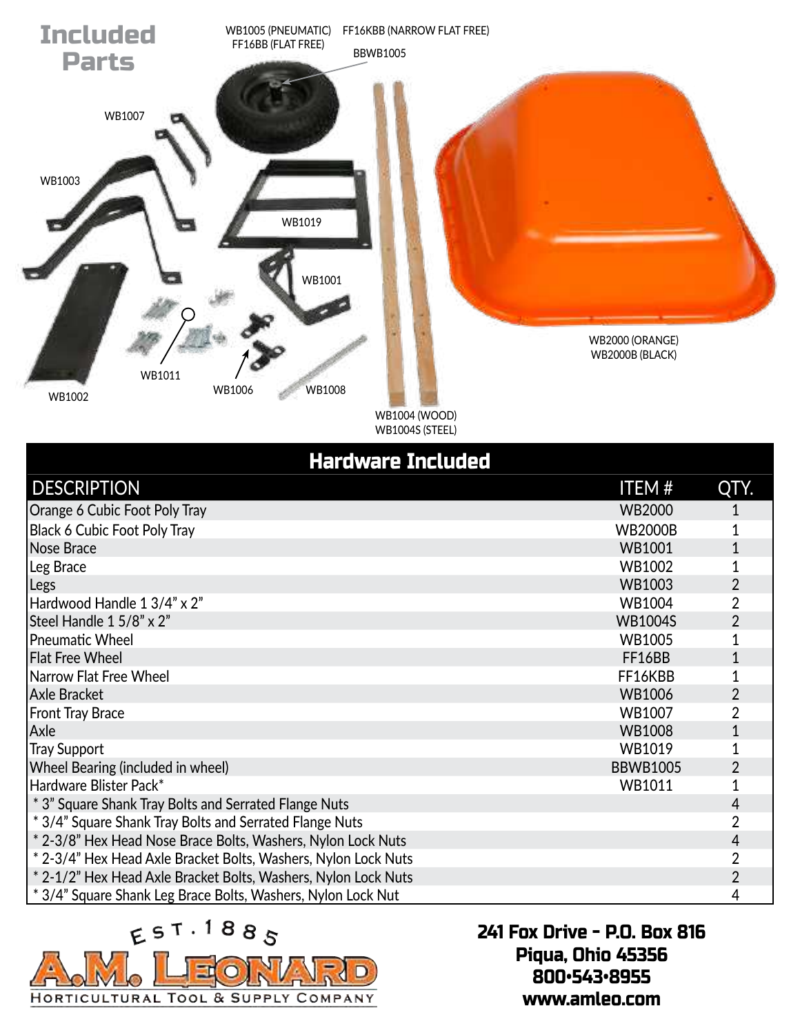# Included Parts

WB1005 (PNEUMATIC)
FF16BB (FLAT FREE)
FF16KBB (NARROW FLAT FREE)
BBWB1005
WB1007
WB1003
WB1019
WB1001
WB1011
WB1006
WB1008
WB1002
WB1004 (WOOD)
WB1004S (STEEL)
WB2000 (ORANGE)
WB2000B (BLACK)

## Hardware Included

| DESCRIPTION | ITEM # | QTY. |
|---|---|---|
| Orange 6 Cubic Foot Poly Tray | WB2000 | 1 |
| Black 6 Cubic Foot Poly Tray | WB2000B | 1 |
| Nose Brace | WB1001 | 1 |
| Leg Brace | WB1002 | 1 |
| Legs | WB1003 | 2 |
| Hardwood Handle 1 3/4" x 2" | WB1004 | 2 |
| Steel Handle 1 5/8" x 2" | WB1004S | 2 |
| Pneumatic Wheel | WB1005 | 1 |
| Flat Free Wheel | FF16BB | 1 |
| Narrow Flat Free Wheel | FF16KBB | 1 |
| Axle Bracket | WB1006 | 2 |
| Front Tray Brace | WB1007 | 2 |
| Axle | WB1008 | 1 |
| Tray Support | WB1019 | 1 |
| Wheel Bearing (included in wheel) | BBWB1005 | 2 |
| Hardware Blister Pack* | WB1011 | 1 |
| * 3" Square Shank Tray Bolts and Serrated Flange Nuts | | 4 |
| * 3/4" Square Shank Tray Bolts and Serrated Flange Nuts | | 2 |
| * 2-3/8" Hex Head Nose Brace Bolts, Washers, Nylon Lock Nuts | | 4 |
| * 2-3/4" Hex Head Axle Bracket Bolts, Washers, Nylon Lock Nuts | | 2 |
| * 2-1/2" Hex Head Axle Bracket Bolts, Washers, Nylon Lock Nuts | | 2 |
| * 3/4" Square Shank Leg Brace Bolts, Washers, Nylon Lock Nut | | 4 |

EST. 1885
A.M. LEONARD
HORTICULTURAL TOOL & SUPPLY COMPANY

**241 Fox Drive - P.O. Box 816**
**Piqua, Ohio 45356**
**800•543•8955**
**www.amleo.com**